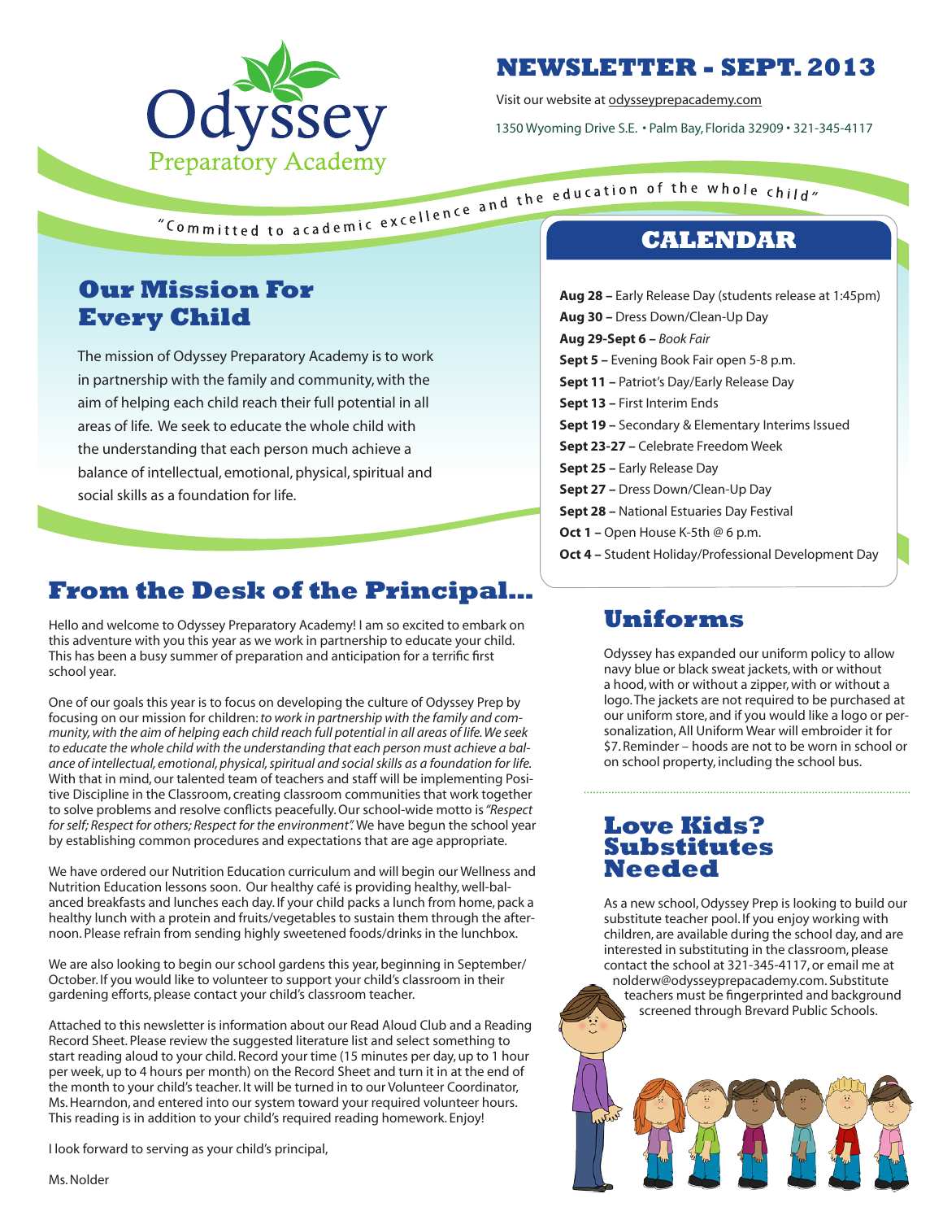Odyssey Preparatory Academy

# NEWSLETTER - SEPT. 2013

Visit our website at odysseyprepacademy.com

1350 Wyoming Drive S.E. • Palm Bay, Florida 32909 • 321-345-4117

"Committed to academic excellence and the education of the whole child"

## Our Mission For Every Child

The mission of Odyssey Preparatory Academy is to work in partnership with the family and community, with the aim of helping each child reach their full potential in all areas of life. We seek to educate the whole child with the understanding that each person much achieve a balance of intellectual, emotional, physical, spiritual and social skills as a foundation for life.

## From the Desk of the Principal...

Hello and welcome to Odyssey Preparatory Academy! I am so excited to embark on this adventure with you this year as we work in partnership to educate your child. This has been a busy summer of preparation and anticipation for a terrific first school year.

One of our goals this year is to focus on developing the culture of Odyssey Prep by focusing on our mission for children: *to work in partnership with the family and community, with the aim of helping each child reach full potential in all areas of life. We seek to educate the whole child with the understanding that each person must achieve a balance of intellectual, emotional, physical, spiritual and social skills as a foundation for life.* With that in mind, our talented team of teachers and staff will be implementing Positive Discipline in the Classroom, creating classroom communities that work together to solve problems and resolve conflicts peacefully. Our school-wide motto is *"Respect for self; Respect for others; Respect for the environment".* We have begun the school year by establishing common procedures and expectations that are age appropriate.

We have ordered our Nutrition Education curriculum and will begin our Wellness and Nutrition Education lessons soon. Our healthy café is providing healthy, well-balanced breakfasts and lunches each day. If your child packs a lunch from home, pack a healthy lunch with a protein and fruits/vegetables to sustain them through the afternoon. Please refrain from sending highly sweetened foods/drinks in the lunchbox.

We are also looking to begin our school gardens this year, beginning in September/October. If you would like to volunteer to support your child's classroom in their gardening efforts, please contact your child's classroom teacher.

Attached to this newsletter is information about our Read Aloud Club and a Reading Record Sheet. Please review the suggested literature list and select something to start reading aloud to your child. Record your time (15 minutes per day, up to 1 hour per week, up to 4 hours per month) on the Record Sheet and turn it in at the end of the month to your child's teacher. It will be turned in to our Volunteer Coordinator, Ms. Hearndon, and entered into our system toward your required volunteer hours. This reading is in addition to your child's required reading homework. Enjoy!

I look forward to serving as your child's principal,

Ms. Nolder

## CALENDAR

- **Aug 28 –** Early Release Day (students release at 1:45pm)
- **Aug 30 –** Dress Down/Clean-Up Day
- **Aug 29-Sept 6 –** *Book Fair*
- **Sept 5 –** Evening Book Fair open 5-8 p.m.
- **Sept 11 –** Patriot's Day/Early Release Day
- **Sept 13 –** First Interim Ends
- **Sept 19 –** Secondary & Elementary Interims Issued
- **Sept 23-27 –** Celebrate Freedom Week
- **Sept 25 –** Early Release Day
- **Sept 27 –** Dress Down/Clean-Up Day
- **Sept 28 –** National Estuaries Day Festival
- **Oct 1 –** Open House K-5th @ 6 p.m.
- **Oct 4 –** Student Holiday/Professional Development Day

## Uniforms

Odyssey has expanded our uniform policy to allow navy blue or black sweat jackets, with or without a hood, with or without a zipper, with or without a logo. The jackets are not required to be purchased at our uniform store, and if you would like a logo or personalization, All Uniform Wear will embroider it for $7. Reminder – hoods are not to be worn in school or on school property, including the school bus.

## Love Kids? Substitutes Needed

As a new school, Odyssey Prep is looking to build our substitute teacher pool. If you enjoy working with children, are available during the school day, and are interested in substituting in the classroom, please contact the school at 321-345-4117, or email me at nolderw@odysseyprepacademy.com. Substitute teachers must be fingerprinted and background screened through Brevard Public Schools.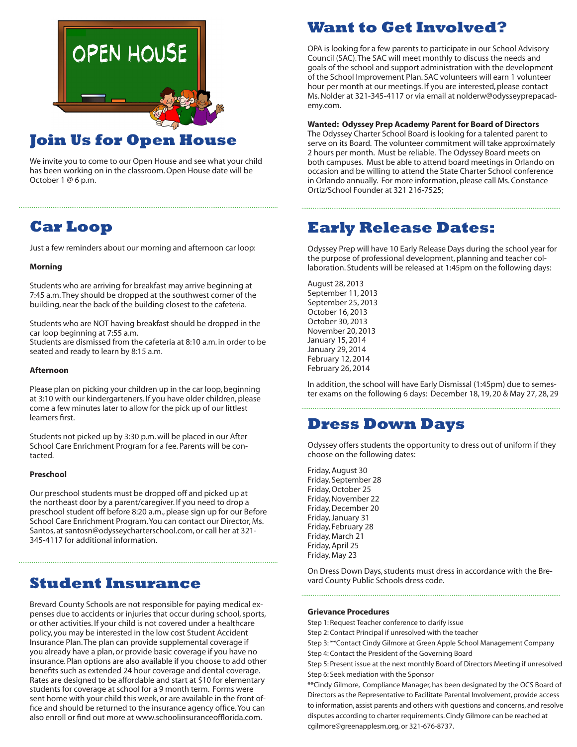OPEN HOUSE

## Join Us for Open House

We invite you to come to our Open House and see what your child has been working on in the classroom. Open House date will be October 1 @ 6 p.m.

## Car Loop

Just a few reminders about our morning and afternoon car loop:

**Morning**

Students who are arriving for breakfast may arrive beginning at 7:45 a.m. They should be dropped at the southwest corner of the building, near the back of the building closest to the cafeteria.

Students who are NOT having breakfast should be dropped in the car loop beginning at 7:55 a.m.
Students are dismissed from the cafeteria at 8:10 a.m. in order to be seated and ready to learn by 8:15 a.m.

**Afternoon**

Please plan on picking your children up in the car loop, beginning at 3:10 with our kindergarteners. If you have older children, please come a few minutes later to allow for the pick up of our littlest learners first.

Students not picked up by 3:30 p.m. will be placed in our After School Care Enrichment Program for a fee. Parents will be contacted.

**Preschool**

Our preschool students must be dropped off and picked up at the northeast door by a parent/caregiver. If you need to drop a preschool student off before 8:20 a.m., please sign up for our Before School Care Enrichment Program. You can contact our Director, Ms. Santos, at santosn@odysseycharterschool.com, or call her at 321-345-4117 for additional information.

## Student Insurance

Brevard County Schools are not responsible for paying medical expenses due to accidents or injuries that occur during school, sports, or other activities. If your child is not covered under a healthcare policy, you may be interested in the low cost Student Accident Insurance Plan. The plan can provide supplemental coverage if you already have a plan, or provide basic coverage if you have no insurance. Plan options are also available if you choose to add other benefits such as extended 24 hour coverage and dental coverage. Rates are designed to be affordable and start at $10 for elementary students for coverage at school for a 9 month term. Forms were sent home with your child this week, or are available in the front office and should be returned to the insurance agency office. You can also enroll or find out more at www.schoolinsuranceofflorida.com.

## Want to Get Involved?

OPA is looking for a few parents to participate in our School Advisory Council (SAC). The SAC will meet monthly to discuss the needs and goals of the school and support administration with the development of the School Improvement Plan. SAC volunteers will earn 1 volunteer hour per month at our meetings. If you are interested, please contact Ms. Nolder at 321-345-4117 or via email at nolderw@odysseyprepacademy.com.

**Wanted: Odyssey Prep Academy Parent for Board of Directors**
The Odyssey Charter School Board is looking for a talented parent to serve on its Board. The volunteer commitment will take approximately 2 hours per month. Must be reliable. The Odyssey Board meets on both campuses. Must be able to attend board meetings in Orlando on occasion and be willing to attend the State Charter School conference in Orlando annually. For more information, please call Ms. Constance Ortiz/School Founder at 321 216-7525;

## Early Release Dates:

Odyssey Prep will have 10 Early Release Days during the school year for the purpose of professional development, planning and teacher collaboration. Students will be released at 1:45pm on the following days:

August 28, 2013
September 11, 2013
September 25, 2013
October 16, 2013
October 30, 2013
November 20, 2013
January 15, 2014
January 29, 2014
February 12, 2014
February 26, 2014

In addition, the school will have Early Dismissal (1:45pm) due to semester exams on the following 6 days: December 18, 19, 20 & May 27, 28, 29

## Dress Down Days

Odyssey offers students the opportunity to dress out of uniform if they choose on the following dates:

Friday, August 30
Friday, September 28
Friday, October 25
Friday, November 22
Friday, December 20
Friday, January 31
Friday, February 28
Friday, March 21
Friday, April 25
Friday, May 23

On Dress Down Days, students must dress in accordance with the Brevard County Public Schools dress code.

**Grievance Procedures**

Step 1: Request Teacher conference to clarify issue
Step 2: Contact Principal if unresolved with the teacher
Step 3: **Contact Cindy Gilmore at Green Apple School Management Company
Step 4: Contact the President of the Governing Board
Step 5: Present issue at the next monthly Board of Directors Meeting if unresolved
Step 6: Seek mediation with the Sponsor

**Cindy Gilmore, Compliance Manager, has been designated by the OCS Board of Directors as the Representative to Facilitate Parental Involvement, provide access to information, assist parents and others with questions and concerns, and resolve disputes according to charter requirements. Cindy Gilmore can be reached at cgilmore@greenapplesm.org, or 321-676-8737.